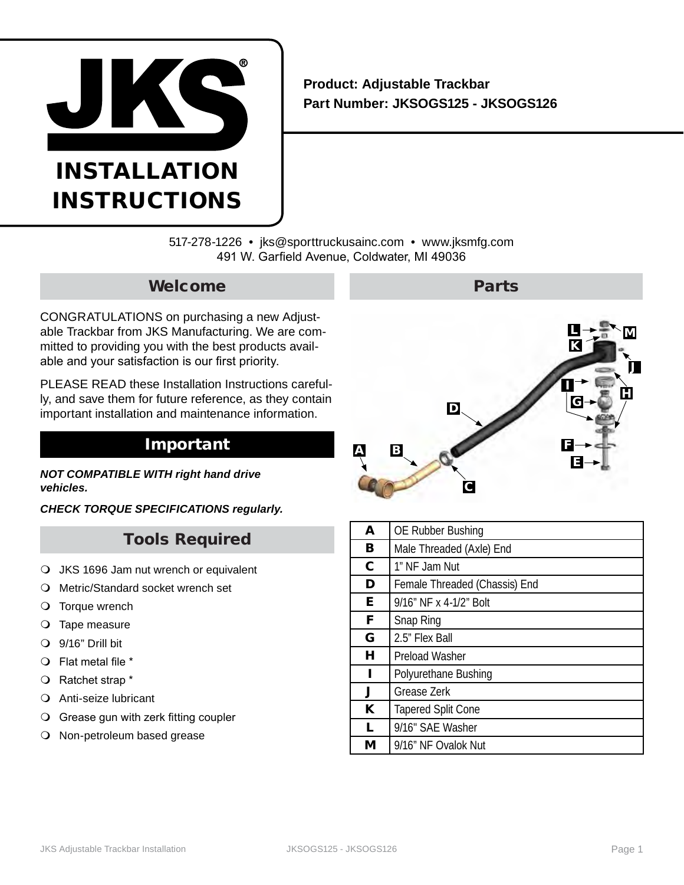# JKS

## INSTALLATION INSTRUCTIONS

**Product: Adjustable Trackbar**
**Part Number: JKSOGS125 - JKSOGS126**

517-278-1226 • jks@sporttruckusainc.com • www.jksmfg.com
491 W. Garfield Avenue, Coldwater, MI 49036

## Welcome

CONGRATULATIONS on purchasing a new Adjustable Trackbar from JKS Manufacturing. We are committed to providing you with the best products available and your satisfaction is our first priority.

PLEASE READ these Installation Instructions carefully, and save them for future reference, as they contain important installation and maintenance information.

## Important

***NOT COMPATIBLE WITH right hand drive vehicles.***

***CHECK TORQUE SPECIFICATIONS regularly.***

## Tools Required

- JKS 1696 Jam nut wrench or equivalent
- Metric/Standard socket wrench set
- Torque wrench
- Tape measure
- 9/16” Drill bit
- Flat metal file *
- Ratchet strap *
- Anti-seize lubricant
- Grease gun with zerk fitting coupler
- Non-petroleum based grease

## Parts

| | |
|---|---|
| **A** | OE Rubber Bushing |
| **B** | Male Threaded (Axle) End |
| **C** | 1” NF Jam Nut |
| **D** | Female Threaded (Chassis) End |
| **E** | 9/16” NF x 4-1/2” Bolt |
| **F** | Snap Ring |
| **G** | 2.5” Flex Ball |
| **H** | Preload Washer |
| **I** | Polyurethane Bushing |
| **J** | Grease Zerk |
| **K** | Tapered Split Cone |
| **L** | 9/16" SAE Washer |
| **M** | 9/16” NF Ovalok Nut |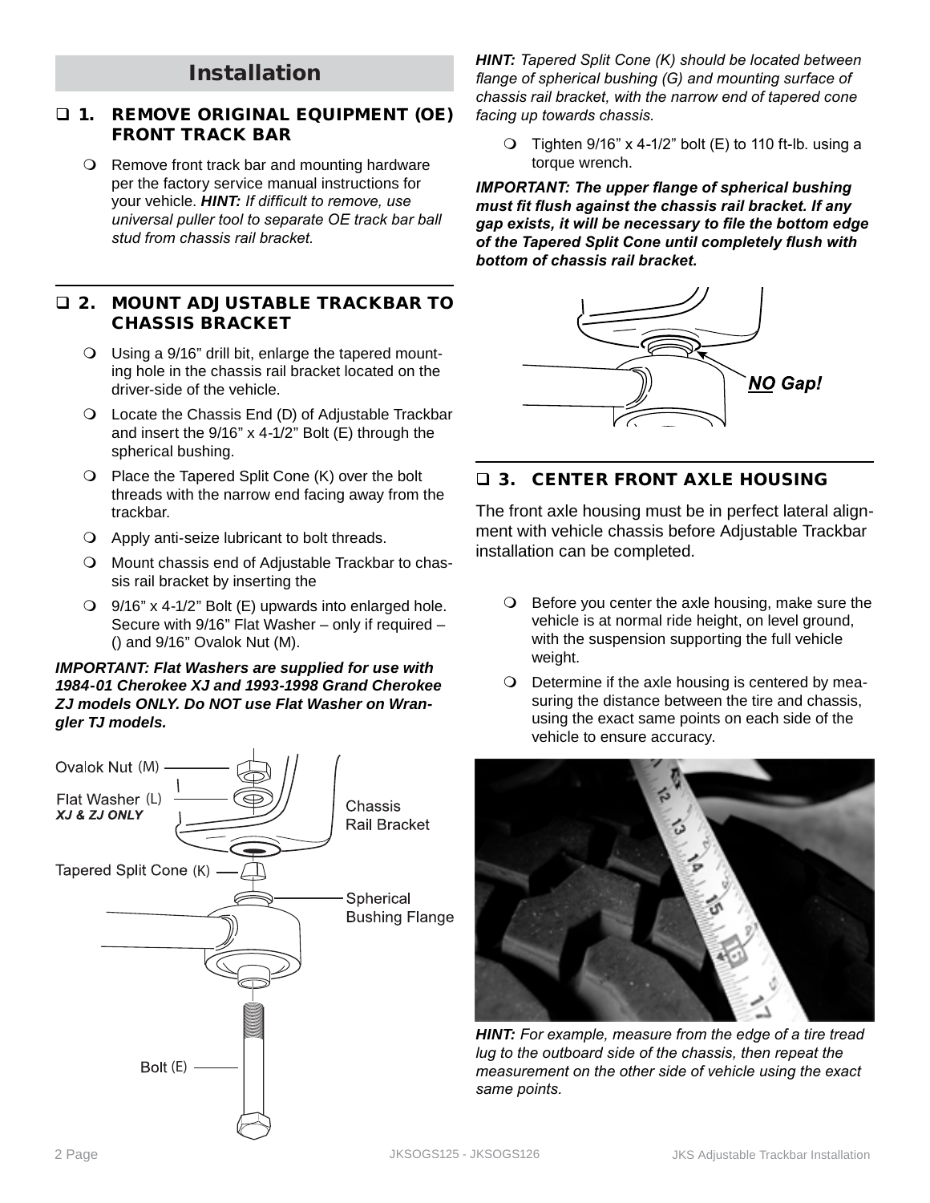## Installation

### ❑ 1. REMOVE ORIGINAL EQUIPMENT (OE) FRONT TRACK BAR

- Remove front track bar and mounting hardware per the factory service manual instructions for your vehicle. ***HINT:*** *If difficult to remove, use universal puller tool to separate OE track bar ball stud from chassis rail bracket.*

### ❑ 2. MOUNT ADJUSTABLE TRACKBAR TO CHASSIS BRACKET

- Using a 9/16” drill bit, enlarge the tapered mounting hole in the chassis rail bracket located on the driver-side of the vehicle.
- Locate the Chassis End (D) of Adjustable Trackbar and insert the 9/16” x 4-1/2” Bolt (E) through the spherical bushing.
- Place the Tapered Split Cone (K) over the bolt threads with the narrow end facing away from the trackbar.
- Apply anti-seize lubricant to bolt threads.
- Mount chassis end of Adjustable Trackbar to chassis rail bracket by inserting the
- 9/16” x 4-1/2” Bolt (E) upwards into enlarged hole. Secure with 9/16” Flat Washer – only if required – () and 9/16” Ovalok Nut (M).

***IMPORTANT: Flat Washers are supplied for use with 1984-01 Cherokee XJ and 1993-1998 Grand Cherokee ZJ models ONLY. Do NOT use Flat Washer on Wrangler TJ models.***

Ovalok Nut (M)
Flat Washer (L) *XJ & ZJ ONLY*
Chassis Rail Bracket
Tapered Split Cone (K)
Spherical Bushing Flange
Bolt (E)

***HINT:*** *Tapered Split Cone (K) should be located between flange of spherical bushing (G) and mounting surface of chassis rail bracket, with the narrow end of tapered cone facing up towards chassis.*

- Tighten 9/16” x 4-1/2” bolt (E) to 110 ft-lb. using a torque wrench.

***IMPORTANT: The upper flange of spherical bushing must fit flush against the chassis rail bracket. If any gap exists, it will be necessary to file the bottom edge of the Tapered Split Cone until completely flush with bottom of chassis rail bracket.***

***NO Gap!***

### ❑ 3. CENTER FRONT AXLE HOUSING

The front axle housing must be in perfect lateral alignment with vehicle chassis before Adjustable Trackbar installation can be completed.

- Before you center the axle housing, make sure the vehicle is at normal ride height, on level ground, with the suspension supporting the full vehicle weight.
- Determine if the axle housing is centered by measuring the distance between the tire and chassis, using the exact same points on each side of the vehicle to ensure accuracy.

***HINT:*** *For example, measure from the edge of a tire tread lug to the outboard side of the chassis, then repeat the measurement on the other side of vehicle using the exact same points.*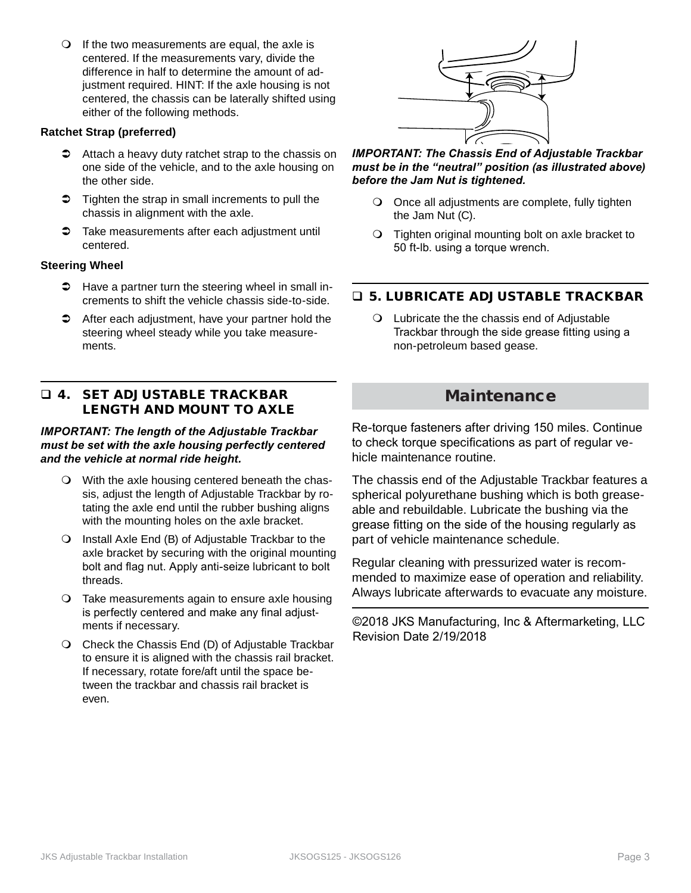- If the two measurements are equal, the axle is centered. If the measurements vary, divide the difference in half to determine the amount of adjustment required. HINT: If the axle housing is not centered, the chassis can be laterally shifted using either of the following methods.

**Ratchet Strap (preferred)**

- Attach a heavy duty ratchet strap to the chassis on one side of the vehicle, and to the axle housing on the other side.
- Tighten the strap in small increments to pull the chassis in alignment with the axle.
- Take measurements after each adjustment until centered.

**Steering Wheel**

- Have a partner turn the steering wheel in small increments to shift the vehicle chassis side-to-side.
- After each adjustment, have your partner hold the steering wheel steady while you take measurements.

## ❑ 4. SET ADJUSTABLE TRACKBAR LENGTH AND MOUNT TO AXLE

***IMPORTANT: The length of the Adjustable Trackbar must be set with the axle housing perfectly centered and the vehicle at normal ride height.***

- With the axle housing centered beneath the chassis, adjust the length of Adjustable Trackbar by rotating the axle end until the rubber bushing aligns with the mounting holes on the axle bracket.
- Install Axle End (B) of Adjustable Trackbar to the axle bracket by securing with the original mounting bolt and flag nut. Apply anti-seize lubricant to bolt threads.
- Take measurements again to ensure axle housing is perfectly centered and make any final adjustments if necessary.
- Check the Chassis End (D) of Adjustable Trackbar to ensure it is aligned with the chassis rail bracket. If necessary, rotate fore/aft until the space between the trackbar and chassis rail bracket is even.

***IMPORTANT: The Chassis End of Adjustable Trackbar must be in the "neutral" position (as illustrated above) before the Jam Nut is tightened.***

- Once all adjustments are complete, fully tighten the Jam Nut (C).
- Tighten original mounting bolt on axle bracket to 50 ft-lb. using a torque wrench.

## ❑ 5. LUBRICATE ADJUSTABLE TRACKBAR

- Lubricate the the chassis end of Adjustable Trackbar through the side grease fitting using a non-petroleum based gease.

## Maintenance

Re-torque fasteners after driving 150 miles. Continue to check torque specifications as part of regular vehicle maintenance routine.

The chassis end of the Adjustable Trackbar features a spherical polyurethane bushing which is both greaseable and rebuildable. Lubricate the bushing via the grease fitting on the side of the housing regularly as part of vehicle maintenance schedule.

Regular cleaning with pressurized water is recommended to maximize ease of operation and reliability. Always lubricate afterwards to evacuate any moisture.

©2018 JKS Manufacturing, Inc & Aftermarketing, LLC
Revision Date 2/19/2018